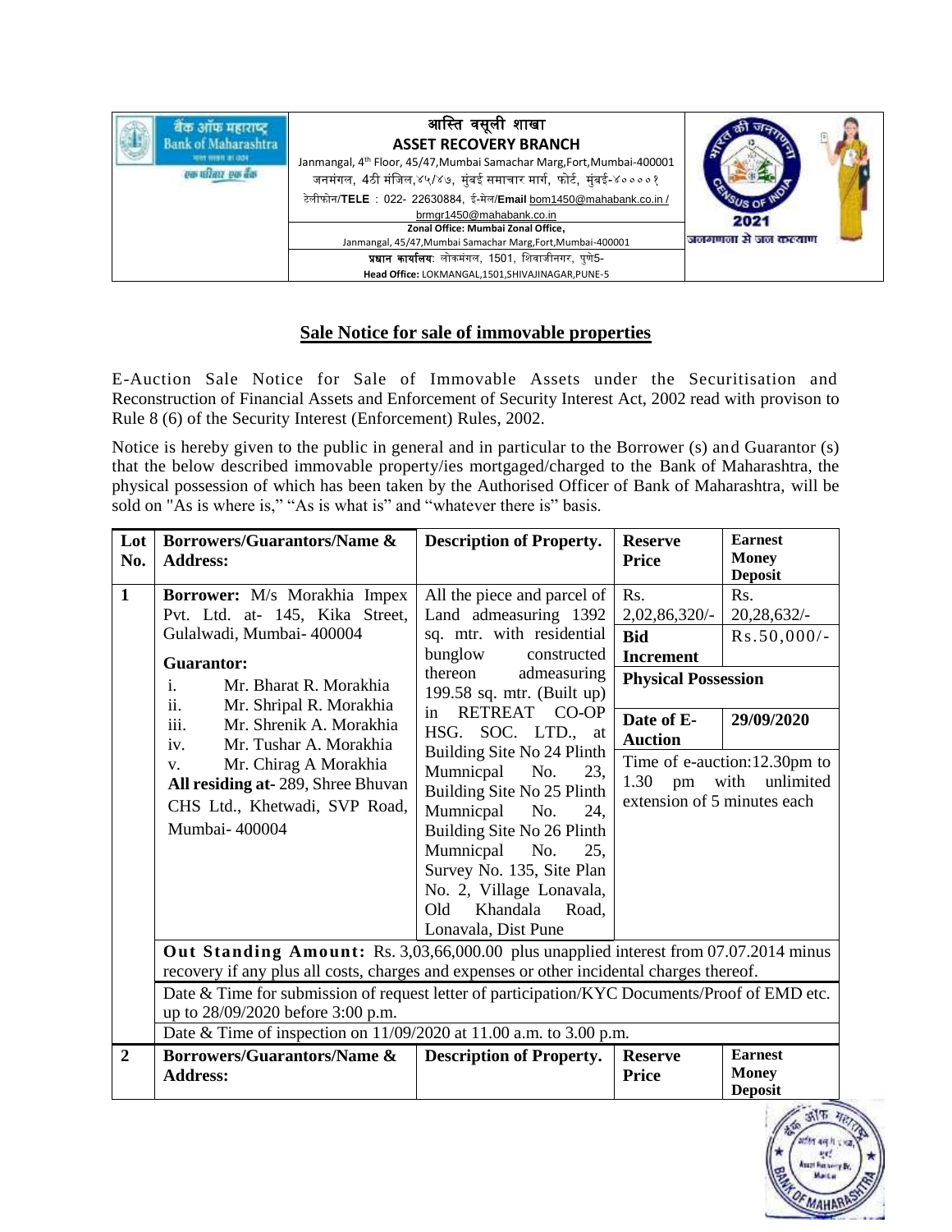| बँक ऑफ महाराष्ट्र Bank of Maharashtra एक परिवार एक बँक | आस्ति वसूली शाखा **ASSET RECOVERY BRANCH** Janmangal, 4th Floor, 45/47,Mumbai Samachar Marg,Fort,Mumbai-400001 जनमंगल, 4ठी मंजिल,४५/४७, मुंबई समाचार मार्ग, फोर्ट, मुंबई-४००००१ टेलीफोन/**TELE** : 022- 22630884, ई-मेल/**Email** bom1450@mahabank.co.in / brmgr1450@mahabank.co.in **Zonal Office: Mumbai Zonal Office,** Janmangal, 45/47,Mumbai Samachar Marg,Fort,Mumbai-400001 **प्रधान कार्यालय**: लोकमंगल, 1501, शिवाजीनगर, पुणे5- **Head Office:** LOKMANGAL,1501,SHIVAJINAGAR,PUNE-5 | भारत की जनगणना CENSUS OF INDIA 2021 जनगणना से जन कल्याण |
|---|---|---|

## Sale Notice for sale of immovable properties

E-Auction Sale Notice for Sale of Immovable Assets under the Securitisation and Reconstruction of Financial Assets and Enforcement of Security Interest Act, 2002 read with provison to Rule 8 (6) of the Security Interest (Enforcement) Rules, 2002.

Notice is hereby given to the public in general and in particular to the Borrower (s) and Guarantor (s) that the below described immovable property/ies mortgaged/charged to the Bank of Maharashtra, the physical possession of which has been taken by the Authorised Officer of Bank of Maharashtra, will be sold on "As is where is," "As is what is" and "whatever there is" basis.

| Lot No. | Borrowers/Guarantors/Name & Address: | Description of Property. | Reserve Price | Earnest Money Deposit |
|---|---|---|---|---|
| **1** | **Borrower:** M/s Morakhia Impex Pvt. Ltd. at- 145, Kika Street, Gulalwadi, Mumbai- 400004<br>**Guarantor:**<br>i. Mr. Bharat R. Morakhia<br>ii. Mr. Shripal R. Morakhia<br>iii. Mr. Shrenik A. Morakhia<br>iv. Mr. Tushar A. Morakhia<br>v. Mr. Chirag A Morakhia<br>**All residing at-** 289, Shree Bhuvan CHS Ltd., Khetwadi, SVP Road, Mumbai- 400004 | All the piece and parcel of Land admeasuring 1392 sq. mtr. with residential bunglow constructed thereon admeasuring 199.58 sq. mtr. (Built up) in RETREAT CO-OP HSG. SOC. LTD., at Building Site No 24 Plinth Mumnicpal No. 23, Building Site No 25 Plinth Mumnicpal No. 24, Building Site No 26 Plinth Mumnicpal No. 25, Survey No. 135, Site Plan No. 2, Village Lonavala, Old Khandala Road, Lonavala, Dist Pune | Rs. 2,02,86,320/- | Rs. 20,28,632/- |
| | | | **Bid Increment** | Rs.50,000/- |
| | | | **Physical Possession** | |
| | | | **Date of E-Auction** | **29/09/2020** |
| | | | Time of e-auction:12.30pm to 1.30 pm with unlimited extension of 5 minutes each | |
| | **Out Standing Amount:** Rs. 3,03,66,000.00 plus unapplied interest from 07.07.2014 minus recovery if any plus all costs, charges and expenses or other incidental charges thereof. | | | |
| | Date & Time for submission of request letter of participation/KYC Documents/Proof of EMD etc. up to 28/09/2020 before 3:00 p.m. | | | |
| | Date & Time of inspection on 11/09/2020 at 11.00 a.m. to 3.00 p.m. | | | |
| **2** | **Borrowers/Guarantors/Name & Address:** | **Description of Property.** | **Reserve Price** | **Earnest Money Deposit** |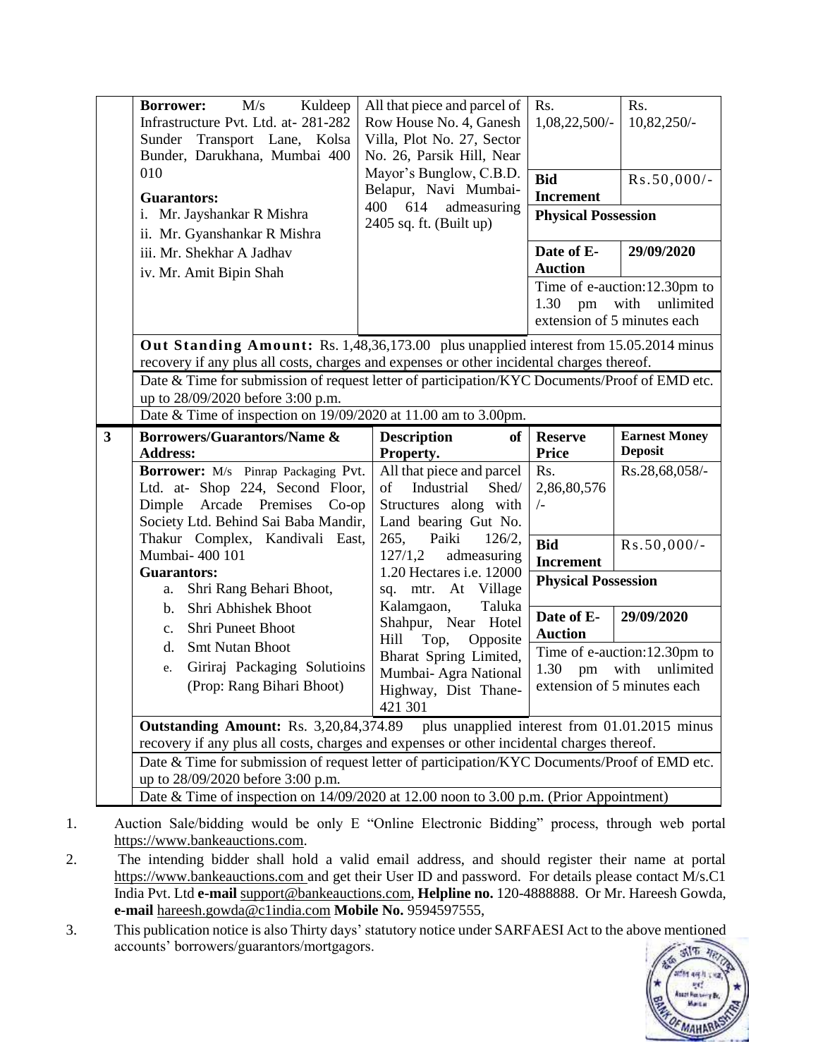| | | | | |
|---|---|---|---|---|
| | **Borrower:** M/s Kuldeep Infrastructure Pvt. Ltd. at- 281-282 Sunder Transport Lane, Kolsa Bunder, Darukhana, Mumbai 400 010<br>**Guarantors:**<br>i. Mr. Jayshankar R Mishra<br>ii. Mr. Gyanshankar R Mishra<br>iii. Mr. Shekhar A Jadhav<br>iv. Mr. Amit Bipin Shah | All that piece and parcel of Row House No. 4, Ganesh Villa, Plot No. 27, Sector No. 26, Parsik Hill, Near Mayor's Bunglow, C.B.D. Belapur, Navi Mumbai- 400 614 admeasuring 2405 sq. ft. (Built up) | Rs. 1,08,22,500/-<br>**Bid Increment**<br>**Physical Possession**<br>**Date of E-Auction**<br>Time of e-auction:12.30pm to 1.30 pm with unlimited extension of 5 minutes each | Rs. 10,82,250/-<br>Rs.50,000/-<br><br>**29/09/2020** |
| | **Out Standing Amount:** Rs. 1,48,36,173.00 plus unapplied interest from 15.05.2014 minus recovery if any plus all costs, charges and expenses or other incidental charges thereof. | | | |
| | Date & Time for submission of request letter of participation/KYC Documents/Proof of EMD etc. up to 28/09/2020 before 3:00 p.m. | | | |
| | Date & Time of inspection on 19/09/2020 at 11.00 am to 3.00pm. | | | |
| **3** | **Borrowers/Guarantors/Name & Address:** | **Description of Property.** | **Reserve Price** | **Earnest Money Deposit** |
| | **Borrower:** M/s Pinrap Packaging Pvt. Ltd. at- Shop 224, Second Floor, Dimple Arcade Premises Co-op Society Ltd. Behind Sai Baba Mandir, Thakur Complex, Kandivali East, Mumbai- 400 101<br>**Guarantors:**<br>a. Shri Rang Behari Bhoot,<br>b. Shri Abhishek Bhoot<br>c. Shri Puneet Bhoot<br>d. Smt Nutan Bhoot<br>e. Giriraj Packaging Solutioins (Prop: Rang Bihari Bhoot) | All that piece and parcel of Industrial Shed/ Structures along with Land bearing Gut No. 265, Paiki 126/2, 127/1,2 admeasuring 1.20 Hectares i.e. 12000 sq. mtr. At Village Kalamgaon, Taluka Shahpur, Near Hotel Hill Top, Opposite Bharat Spring Limited, Mumbai- Agra National Highway, Dist Thane- 421 301 | Rs. 2,86,80,576 /-<br>**Bid Increment**<br>**Physical Possession**<br>**Date of E-Auction**<br>Time of e-auction:12.30pm to 1.30 pm with unlimited extension of 5 minutes each | Rs.28,68,058/-<br>Rs.50,000/-<br><br>**29/09/2020** |
| | **Outstanding Amount:** Rs. 3,20,84,374.89 plus unapplied interest from 01.01.2015 minus recovery if any plus all costs, charges and expenses or other incidental charges thereof. | | | |
| | Date & Time for submission of request letter of participation/KYC Documents/Proof of EMD etc. up to 28/09/2020 before 3:00 p.m. | | | |
| | Date & Time of inspection on 14/09/2020 at 12.00 noon to 3.00 p.m. (Prior Appointment) | | | |

1. Auction Sale/bidding would be only E "Online Electronic Bidding" process, through web portal https://www.bankeauctions.com.
2. The intending bidder shall hold a valid email address, and should register their name at portal https://www.bankeauctions.com and get their User ID and password. For details please contact M/s.C1 India Pvt. Ltd **e-mail** support@bankeauctions.com, **Helpline no.** 120-4888888. Or Mr. Hareesh Gowda, **e-mail** hareesh.gowda@c1india.com **Mobile No.** 9594597555,
3. This publication notice is also Thirty days' statutory notice under SARFAESI Act to the above mentioned accounts' borrowers/guarantors/mortgagors.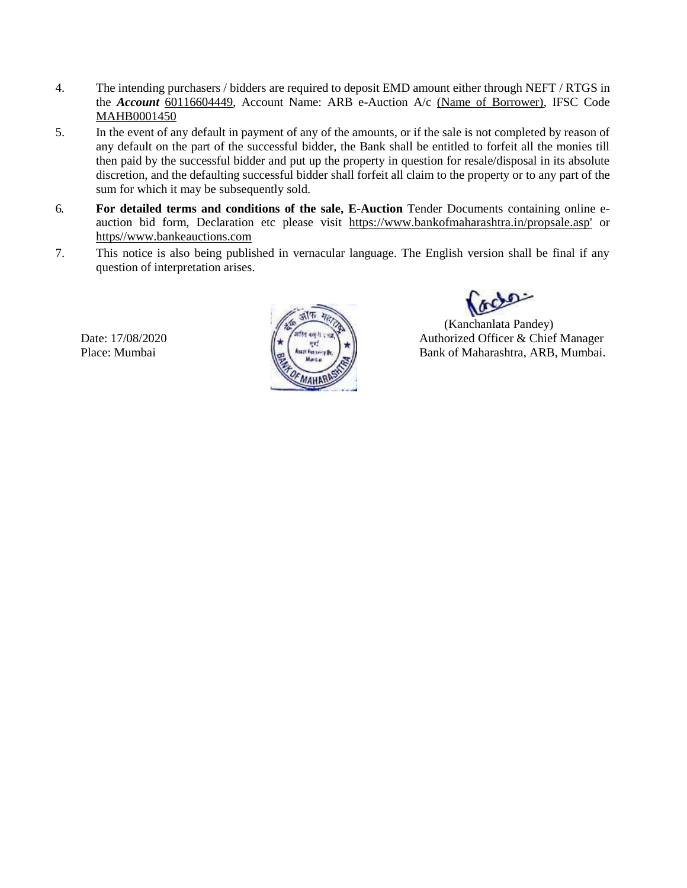4. The intending purchasers / bidders are required to deposit EMD amount either through NEFT / RTGS in the ***Account*** 60116604449, Account Name: ARB e-Auction A/c (Name of Borrower), IFSC Code MAHB0001450

5. In the event of any default in payment of any of the amounts, or if the sale is not completed by reason of any default on the part of the successful bidder, the Bank shall be entitled to forfeit all the monies till then paid by the successful bidder and put up the property in question for resale/disposal in its absolute discretion, and the defaulting successful bidder shall forfeit all claim to the property or to any part of the sum for which it may be subsequently sold.

6. **For detailed terms and conditions of the sale, E-Auction** Tender Documents containing online e-auction bid form, Declaration etc please visit https://www.bankofmaharashtra.in/propsale.asp' or https//www.bankeauctions.com

7. This notice is also being published in vernacular language. The English version shall be final if any question of interpretation arises.

Date: 17/08/2020
Place: Mumbai

(Kanchanlata Pandey)
Authorized Officer & Chief Manager
Bank of Maharashtra, ARB, Mumbai.